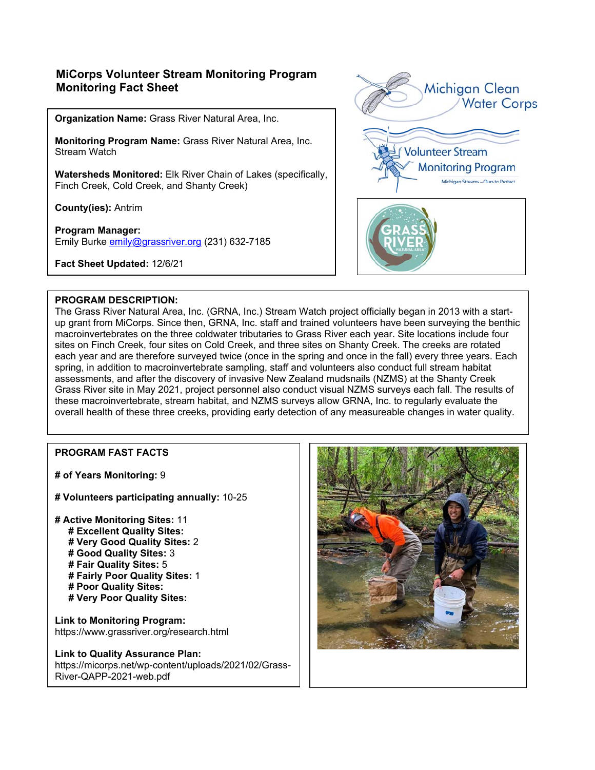# MiCorps Volunteer Stream Monitoring Program Monitoring Fact Sheet

**Organization Name:** Grass River Natural Area, Inc.

**Monitoring Program Name:** Grass River Natural Area, Inc. Stream Watch

**Watersheds Monitored:** Elk River Chain of Lakes (specifically, Finch Creek, Cold Creek, and Shanty Creek)

**County(ies):** Antrim

**Program Manager:**
Emily Burke emily@grassriver.org (231) 632-7185

**Fact Sheet Updated:** 12/6/21

## PROGRAM DESCRIPTION:

The Grass River Natural Area, Inc. (GRNA, Inc.) Stream Watch project officially began in 2013 with a start-up grant from MiCorps. Since then, GRNA, Inc. staff and trained volunteers have been surveying the benthic macroinvertebrates on the three coldwater tributaries to Grass River each year. Site locations include four sites on Finch Creek, four sites on Cold Creek, and three sites on Shanty Creek. The creeks are rotated each year and are therefore surveyed twice (once in the spring and once in the fall) every three years. Each spring, in addition to macroinvertebrate sampling, staff and volunteers also conduct full stream habitat assessments, and after the discovery of invasive New Zealand mudsnails (NZMS) at the Shanty Creek Grass River site in May 2021, project personnel also conduct visual NZMS surveys each fall. The results of these macroinvertebrate, stream habitat, and NZMS surveys allow GRNA, Inc. to regularly evaluate the overall health of these three creeks, providing early detection of any measureable changes in water quality.

## PROGRAM FAST FACTS

**# of Years Monitoring:** 9

**# Volunteers participating annually:** 10-25

**# Active Monitoring Sites:** 11
- **# Excellent Quality Sites:**
- **# Very Good Quality Sites:** 2
- **# Good Quality Sites:** 3
- **# Fair Quality Sites:** 5
- **# Fairly Poor Quality Sites:** 1
- **# Poor Quality Sites:**
- **# Very Poor Quality Sites:**

**Link to Monitoring Program:**
https://www.grassriver.org/research.html

**Link to Quality Assurance Plan:**
https://micorps.net/wp-content/uploads/2021/02/Grass-River-QAPP-2021-web.pdf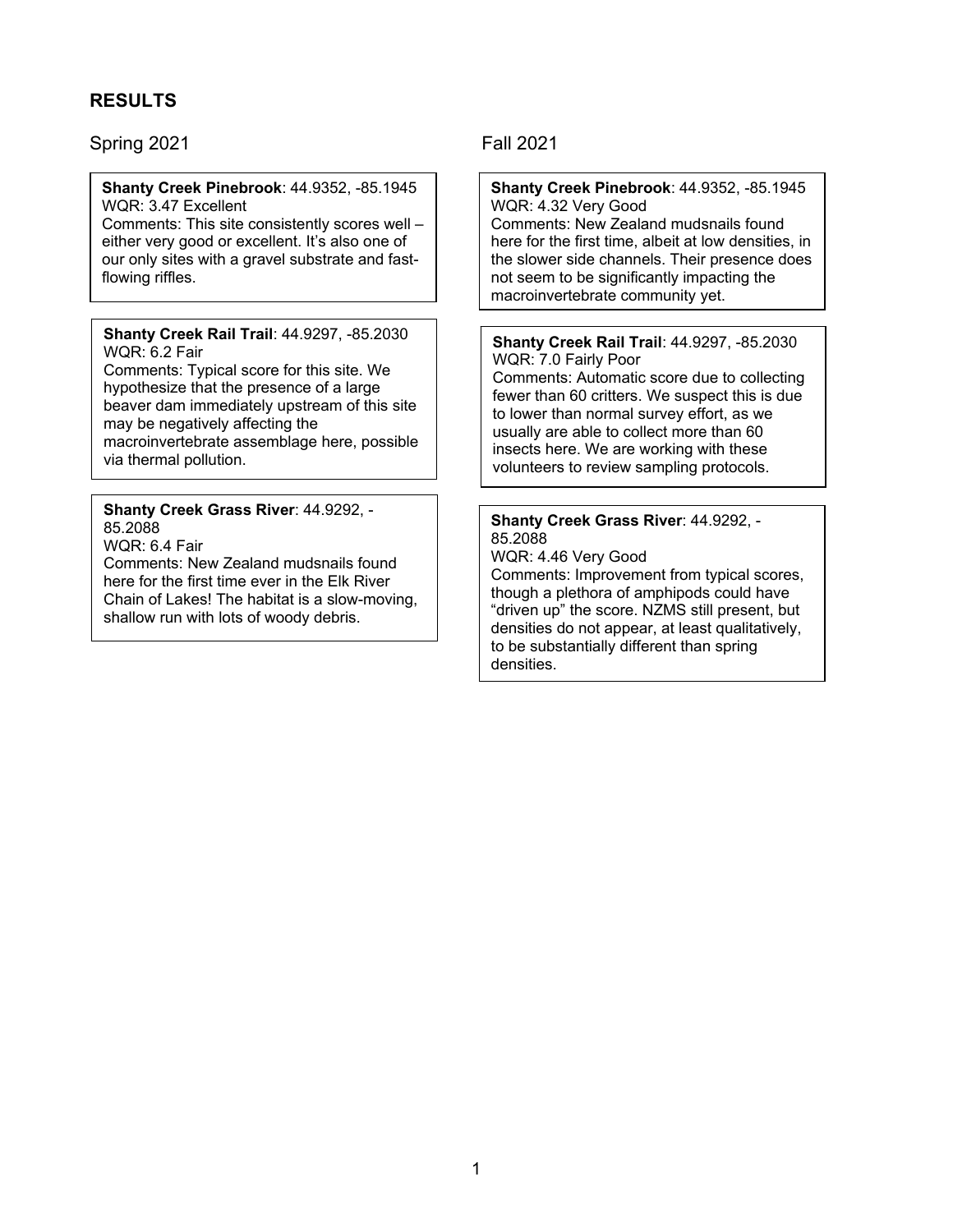## RESULTS

### Spring 2021

**Shanty Creek Pinebrook**: 44.9352, -85.1945
WQR: 3.47 Excellent
Comments: This site consistently scores well – either very good or excellent. It's also one of our only sites with a gravel substrate and fast-flowing riffles.

**Shanty Creek Rail Trail**: 44.9297, -85.2030
WQR: 6.2 Fair
Comments: Typical score for this site. We hypothesize that the presence of a large beaver dam immediately upstream of this site may be negatively affecting the macroinvertebrate assemblage here, possible via thermal pollution.

**Shanty Creek Grass River**: 44.9292, -85.2088
WQR: 6.4 Fair
Comments: New Zealand mudsnails found here for the first time ever in the Elk River Chain of Lakes! The habitat is a slow-moving, shallow run with lots of woody debris.

### Fall 2021

**Shanty Creek Pinebrook**: 44.9352, -85.1945
WQR: 4.32 Very Good
Comments: New Zealand mudsnails found here for the first time, albeit at low densities, in the slower side channels. Their presence does not seem to be significantly impacting the macroinvertebrate community yet.

**Shanty Creek Rail Trail**: 44.9297, -85.2030
WQR: 7.0 Fairly Poor
Comments: Automatic score due to collecting fewer than 60 critters. We suspect this is due to lower than normal survey effort, as we usually are able to collect more than 60 insects here. We are working with these volunteers to review sampling protocols.

**Shanty Creek Grass River**: 44.9292, -85.2088
WQR: 4.46 Very Good
Comments: Improvement from typical scores, though a plethora of amphipods could have "driven up" the score. NZMS still present, but densities do not appear, at least qualitatively, to be substantially different than spring densities.